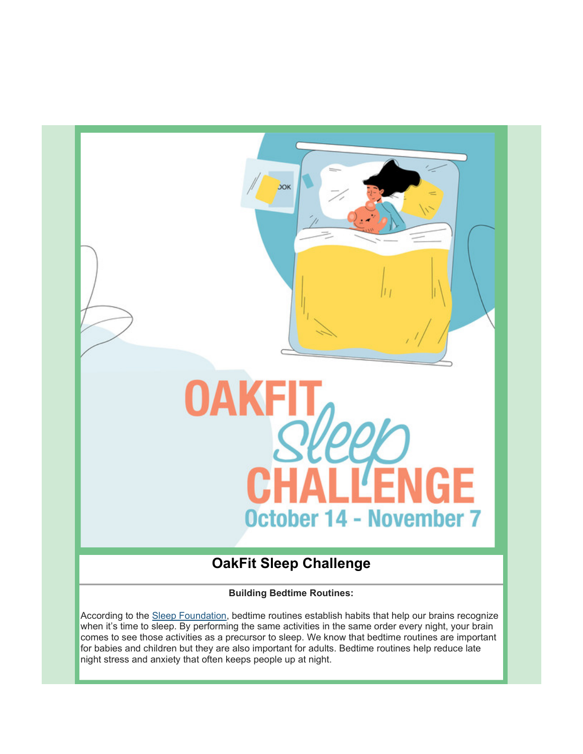OAKFIT Sleep CHALLENGE

October 14 - November 7

# OakFit Sleep Challenge

**Building Bedtime Routines:**

According to the Sleep Foundation, bedtime routines establish habits that help our brains recognize when it's time to sleep. By performing the same activities in the same order every night, your brain comes to see those activities as a precursor to sleep. We know that bedtime routines are important for babies and children but they are also important for adults. Bedtime routines help reduce late night stress and anxiety that often keeps people up at night.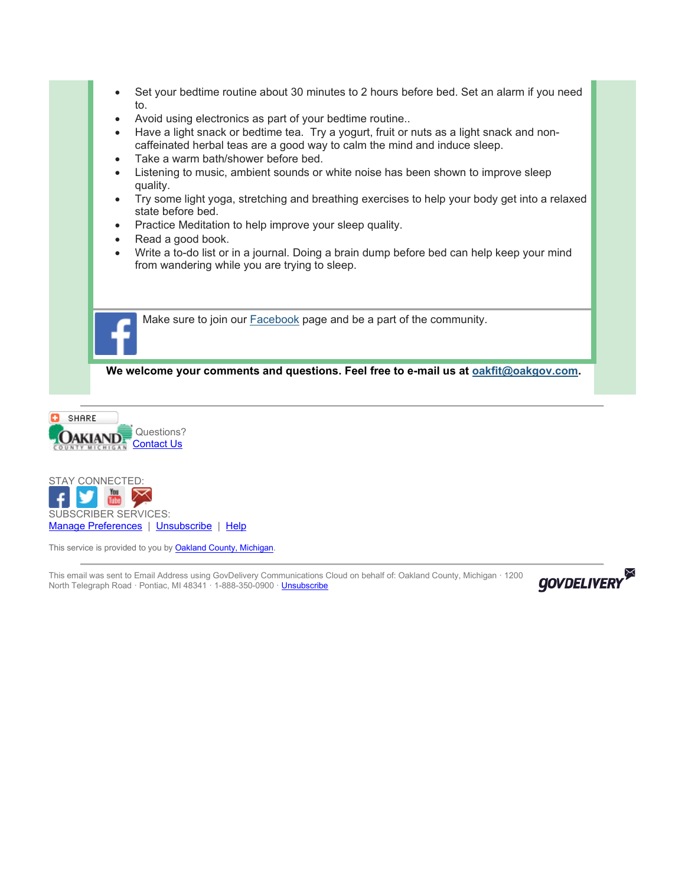- Set your bedtime routine about 30 minutes to 2 hours before bed. Set an alarm if you need to.
- Avoid using electronics as part of your bedtime routine..
- Have a light snack or bedtime tea.  Try a yogurt, fruit or nuts as a light snack and non-caffeinated herbal teas are a good way to calm the mind and induce sleep.
- Take a warm bath/shower before bed.
- Listening to music, ambient sounds or white noise has been shown to improve sleep quality.
- Try some light yoga, stretching and breathing exercises to help your body get into a relaxed state before bed.
- Practice Meditation to help improve your sleep quality.
- Read a good book.
- Write a to-do list or in a journal. Doing a brain dump before bed can help keep your mind from wandering while you are trying to sleep.

Make sure to join our Facebook page and be a part of the community.

**We welcome your comments and questions. Feel free to e-mail us at oakfit@oakgov.com.**

SHARE

Questions?
Contact Us

STAY CONNECTED:

SUBSCRIBER SERVICES:
Manage Preferences | Unsubscribe | Help

This service is provided to you by Oakland County, Michigan.

This email was sent to Email Address using GovDelivery Communications Cloud on behalf of: Oakland County, Michigan · 1200 North Telegraph Road · Pontiac, MI 48341 · 1-888-350-0900 · Unsubscribe